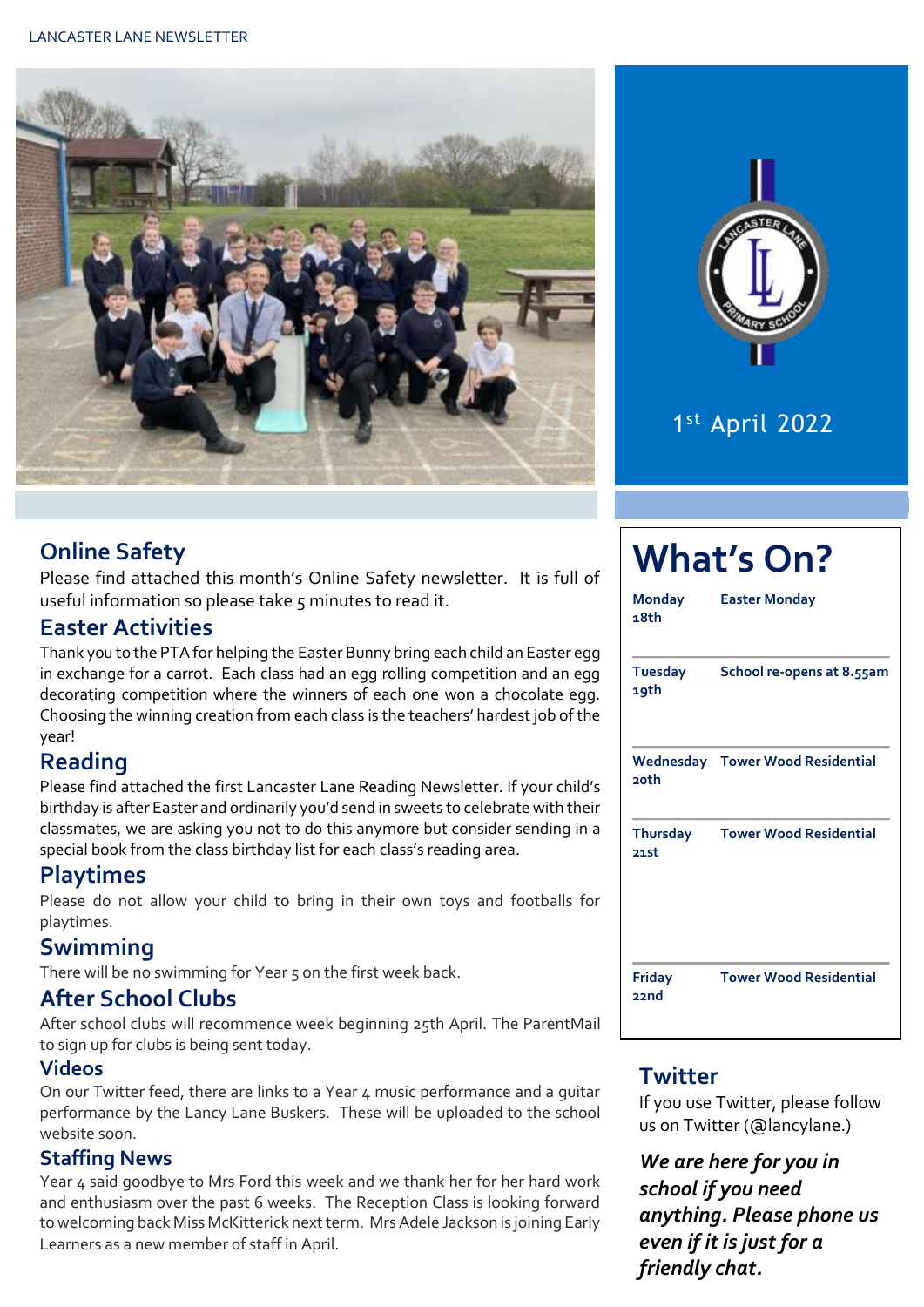LANCASTER LANE NEWSLETTER

1st April 2022

## Online Safety

Please find attached this month's Online Safety newsletter. It is full of useful information so please take 5 minutes to read it.

## Easter Activities

Thank you to the PTA for helping the Easter Bunny bring each child an Easter egg in exchange for a carrot. Each class had an egg rolling competition and an egg decorating competition where the winners of each one won a chocolate egg. Choosing the winning creation from each class is the teachers' hardest job of the year!

## Reading

Please find attached the first Lancaster Lane Reading Newsletter. If your child's birthday is after Easter and ordinarily you'd send in sweets to celebrate with their classmates, we are asking you not to do this anymore but consider sending in a special book from the class birthday list for each class's reading area.

## Playtimes

Please do not allow your child to bring in their own toys and footballs for playtimes.

## Swimming

There will be no swimming for Year 5 on the first week back.

## After School Clubs

After school clubs will recommence week beginning 25th April. The ParentMail to sign up for clubs is being sent today.

## Videos

On our Twitter feed, there are links to a Year 4 music performance and a guitar performance by the Lancy Lane Buskers. These will be uploaded to the school website soon.

## Staffing News

Year 4 said goodbye to Mrs Ford this week and we thank her for her hard work and enthusiasm over the past 6 weeks. The Reception Class is looking forward to welcoming back Miss McKitterick next term. Mrs Adele Jackson is joining Early Learners as a new member of staff in April.

# What's On?

| | |
|---|---|
| **Monday 18th** | **Easter Monday** |
| **Tuesday 19th** | **School re-opens at 8.55am** |
| **Wednesday 20th** | **Tower Wood Residential** |
| **Thursday 21st** | **Tower Wood Residential** |
| **Friday 22nd** | **Tower Wood Residential** |

## Twitter

If you use Twitter, please follow us on Twitter (@lancylane.)

***We are here for you in school if you need anything. Please phone us even if it is just for a friendly chat.***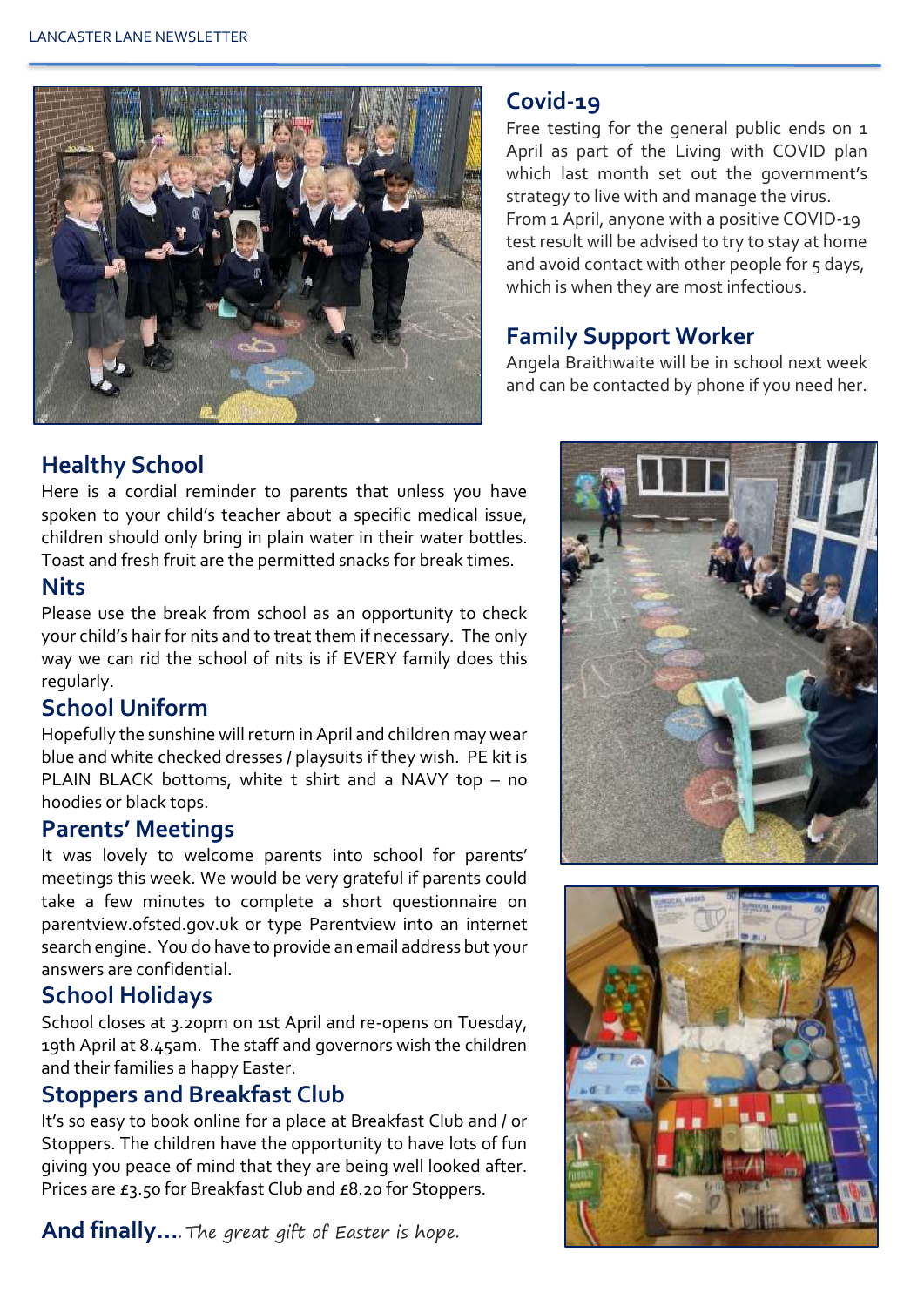## Covid-19

Free testing for the general public ends on 1 April as part of the Living with COVID plan which last month set out the government's strategy to live with and manage the virus. From 1 April, anyone with a positive COVID-19 test result will be advised to try to stay at home and avoid contact with other people for 5 days, which is when they are most infectious.

## Family Support Worker

Angela Braithwaite will be in school next week and can be contacted by phone if you need her.

## Healthy School

Here is a cordial reminder to parents that unless you have spoken to your child's teacher about a specific medical issue, children should only bring in plain water in their water bottles. Toast and fresh fruit are the permitted snacks for break times.

## Nits

Please use the break from school as an opportunity to check your child's hair for nits and to treat them if necessary. The only way we can rid the school of nits is if EVERY family does this regularly.

## School Uniform

Hopefully the sunshine will return in April and children may wear blue and white checked dresses / playsuits if they wish. PE kit is PLAIN BLACK bottoms, white t shirt and a NAVY top – no hoodies or black tops.

## Parents' Meetings

It was lovely to welcome parents into school for parents' meetings this week. We would be very grateful if parents could take a few minutes to complete a short questionnaire on parentview.ofsted.gov.uk or type Parentview into an internet search engine. You do have to provide an email address but your answers are confidential.

## School Holidays

School closes at 3.20pm on 1st April and re-opens on Tuesday, 19th April at 8.45am. The staff and governors wish the children and their families a happy Easter.

## Stoppers and Breakfast Club

It's so easy to book online for a place at Breakfast Club and / or Stoppers. The children have the opportunity to have lots of fun giving you peace of mind that they are being well looked after. Prices are £3.50 for Breakfast Club and £8.20 for Stoppers.

**And finally….** *The great gift of Easter is hope.*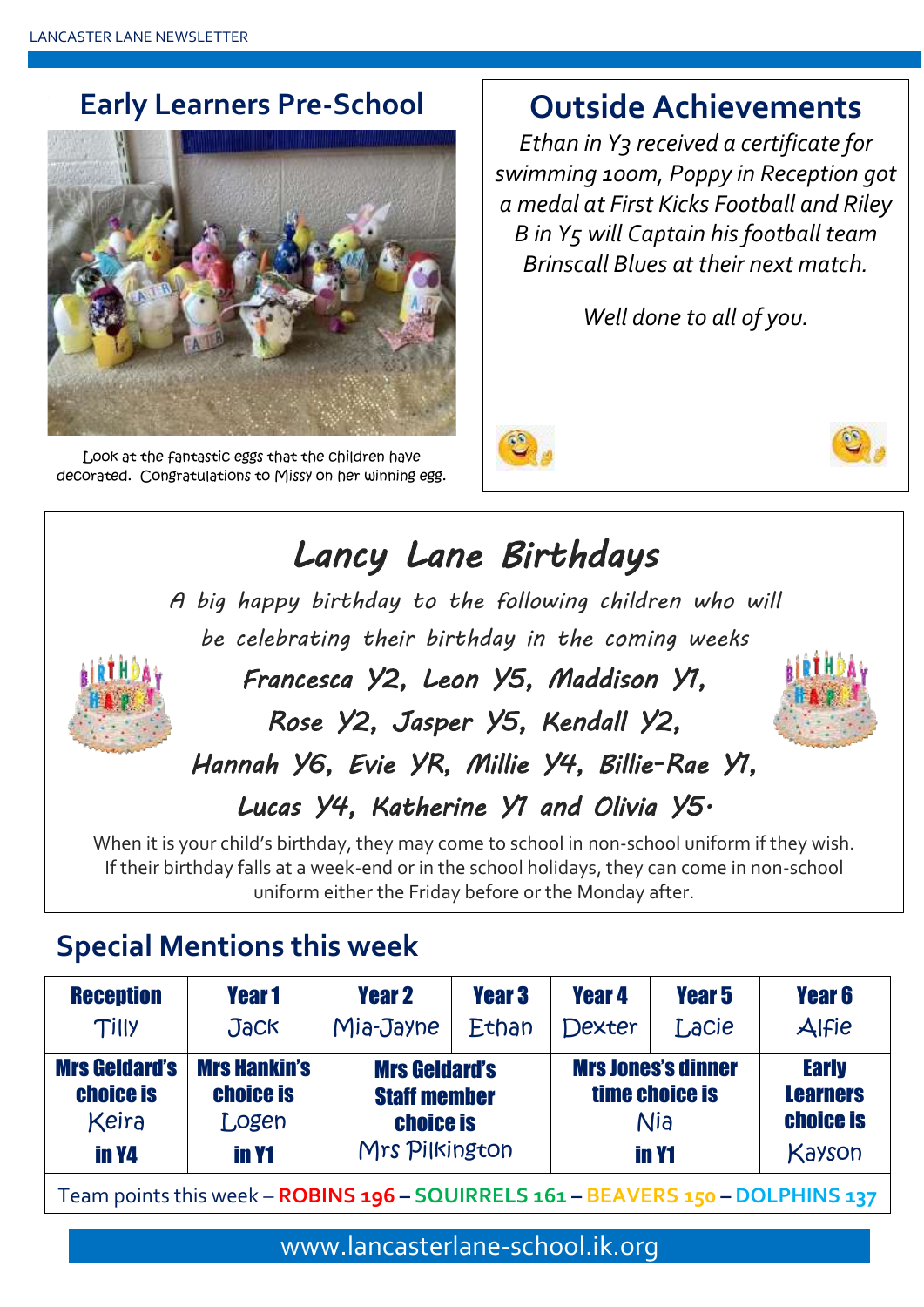## Early Learners Pre-School

Look at the fantastic eggs that the children have decorated. Congratulations to Missy on her winning egg.

## Outside Achievements

*Ethan in Y3 received a certificate for swimming 100m, Poppy in Reception got a medal at First Kicks Football and Riley B in Y5 will Captain his football team Brinscall Blues at their next match.*

*Well done to all of you.*

## Lancy Lane Birthdays

*A big happy birthday to the following children who will be celebrating their birthday in the coming weeks*

**Francesca Y2, Leon Y5, Maddison Y1, Rose Y2, Jasper Y5, Kendall Y2, Hannah Y6, Evie YR, Millie Y4, Billie-Rae Y1, Lucas Y4, Katherine Y1 and Olivia Y5.**

When it is your child's birthday, they may come to school in non-school uniform if they wish. If their birthday falls at a week-end or in the school holidays, they can come in non-school uniform either the Friday before or the Monday after.

## Special Mentions this week

| Reception | Year 1 | Year 2 | Year 3 | Year 4 | Year 5 | Year 6 |
|---|---|---|---|---|---|---|
| Tilly | Jack | Mia-Jayne | Ethan | Dexter | Lacie | Alfie |
| **Mrs Geldard's choice is** Keira **in Y4** | **Mrs Hankin's choice is** Logen **in Y1** | **Mrs Geldard's Staff member choice is** Mrs Pilkington | | **Mrs Jones's dinner time choice is** Nia **in Y1** | | **Early Learners choice is** Kayson |

Team points this week – **ROBINS 196** – **SQUIRRELS 161** – **BEAVERS 150** – **DOLPHINS 137**

www.lancasterlane-school.ik.org